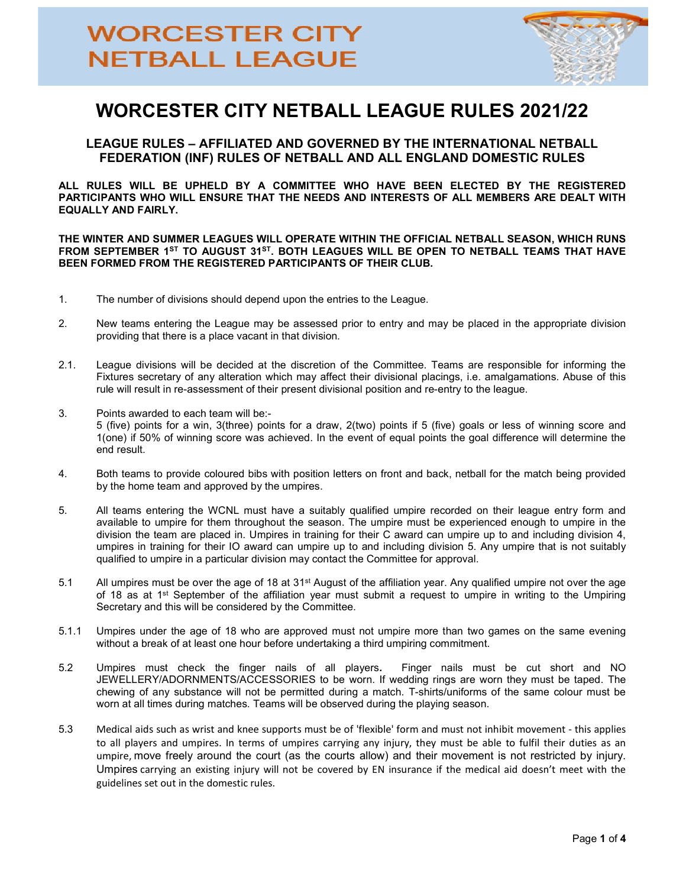# WORCESTER CITY NETBALL LEAGUE

# WORCESTER CITY NETBALL LEAGUE RULES 2021/22

## LEAGUE RULES – AFFILIATED AND GOVERNED BY THE INTERNATIONAL NETBALL FEDERATION (INF) RULES OF NETBALL AND ALL ENGLAND DOMESTIC RULES

**ALL RULES WILL BE UPHELD BY A COMMITTEE WHO HAVE BEEN ELECTED BY THE REGISTERED PARTICIPANTS WHO WILL ENSURE THAT THE NEEDS AND INTERESTS OF ALL MEMBERS ARE DEALT WITH EQUALLY AND FAIRLY.**

**THE WINTER AND SUMMER LEAGUES WILL OPERATE WITHIN THE OFFICIAL NETBALL SEASON, WHICH RUNS FROM SEPTEMBER 1ST TO AUGUST 31ST. BOTH LEAGUES WILL BE OPEN TO NETBALL TEAMS THAT HAVE BEEN FORMED FROM THE REGISTERED PARTICIPANTS OF THEIR CLUB.**

1. The number of divisions should depend upon the entries to the League.

2. New teams entering the League may be assessed prior to entry and may be placed in the appropriate division providing that there is a place vacant in that division.

2.1. League divisions will be decided at the discretion of the Committee. Teams are responsible for informing the Fixtures secretary of any alteration which may affect their divisional placings, i.e. amalgamations. Abuse of this rule will result in re-assessment of their present divisional position and re-entry to the league.

3. Points awarded to each team will be:-
5 (five) points for a win, 3(three) points for a draw, 2(two) points if 5 (five) goals or less of winning score and 1(one) if 50% of winning score was achieved. In the event of equal points the goal difference will determine the end result.

4. Both teams to provide coloured bibs with position letters on front and back, netball for the match being provided by the home team and approved by the umpires.

5. All teams entering the WCNL must have a suitably qualified umpire recorded on their league entry form and available to umpire for them throughout the season. The umpire must be experienced enough to umpire in the division the team are placed in. Umpires in training for their C award can umpire up to and including division 4, umpires in training for their IO award can umpire up to and including division 5. Any umpire that is not suitably qualified to umpire in a particular division may contact the Committee for approval.

5.1 All umpires must be over the age of 18 at 31st August of the affiliation year. Any qualified umpire not over the age of 18 as at 1st September of the affiliation year must submit a request to umpire in writing to the Umpiring Secretary and this will be considered by the Committee.

5.1.1 Umpires under the age of 18 who are approved must not umpire more than two games on the same evening without a break of at least one hour before undertaking a third umpiring commitment.

5.2 Umpires must check the finger nails of all players. Finger nails must be cut short and NO JEWELLERY/ADORNMENTS/ACCESSORIES to be worn. If wedding rings are worn they must be taped. The chewing of any substance will not be permitted during a match. T-shirts/uniforms of the same colour must be worn at all times during matches. Teams will be observed during the playing season.

5.3 Medical aids such as wrist and knee supports must be of 'flexible' form and must not inhibit movement - this applies to all players and umpires. In terms of umpires carrying any injury, they must be able to fulfil their duties as an umpire, move freely around the court (as the courts allow) and their movement is not restricted by injury. Umpires carrying an existing injury will not be covered by EN insurance if the medical aid doesn't meet with the guidelines set out in the domestic rules.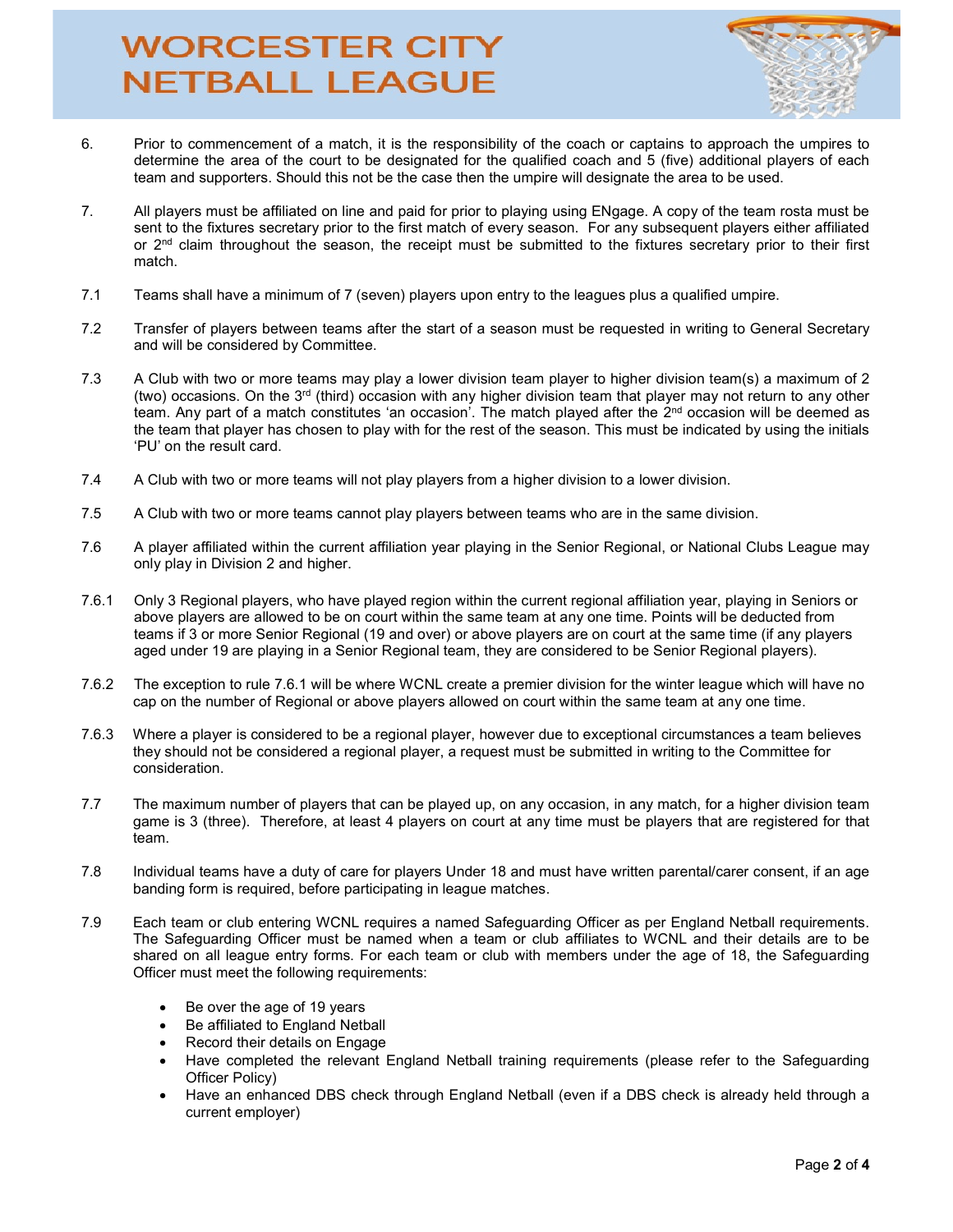6. Prior to commencement of a match, it is the responsibility of the coach or captains to approach the umpires to determine the area of the court to be designated for the qualified coach and 5 (five) additional players of each team and supporters. Should this not be the case then the umpire will designate the area to be used.

7. All players must be affiliated on line and paid for prior to playing using ENgage. A copy of the team rosta must be sent to the fixtures secretary prior to the first match of every season. For any subsequent players either affiliated or 2nd claim throughout the season, the receipt must be submitted to the fixtures secretary prior to their first match.

7.1 Teams shall have a minimum of 7 (seven) players upon entry to the leagues plus a qualified umpire.

7.2 Transfer of players between teams after the start of a season must be requested in writing to General Secretary and will be considered by Committee.

7.3 A Club with two or more teams may play a lower division team player to higher division team(s) a maximum of 2 (two) occasions. On the 3rd (third) occasion with any higher division team that player may not return to any other team. Any part of a match constitutes 'an occasion'. The match played after the 2nd occasion will be deemed as the team that player has chosen to play with for the rest of the season. This must be indicated by using the initials 'PU' on the result card.

7.4 A Club with two or more teams will not play players from a higher division to a lower division.

7.5 A Club with two or more teams cannot play players between teams who are in the same division.

7.6 A player affiliated within the current affiliation year playing in the Senior Regional, or National Clubs League may only play in Division 2 and higher.

7.6.1 Only 3 Regional players, who have played region within the current regional affiliation year, playing in Seniors or above players are allowed to be on court within the same team at any one time. Points will be deducted from teams if 3 or more Senior Regional (19 and over) or above players are on court at the same time (if any players aged under 19 are playing in a Senior Regional team, they are considered to be Senior Regional players).

7.6.2 The exception to rule 7.6.1 will be where WCNL create a premier division for the winter league which will have no cap on the number of Regional or above players allowed on court within the same team at any one time.

7.6.3 Where a player is considered to be a regional player, however due to exceptional circumstances a team believes they should not be considered a regional player, a request must be submitted in writing to the Committee for consideration.

7.7 The maximum number of players that can be played up, on any occasion, in any match, for a higher division team game is 3 (three). Therefore, at least 4 players on court at any time must be players that are registered for that team.

7.8 Individual teams have a duty of care for players Under 18 and must have written parental/carer consent, if an age banding form is required, before participating in league matches.

7.9 Each team or club entering WCNL requires a named Safeguarding Officer as per England Netball requirements. The Safeguarding Officer must be named when a team or club affiliates to WCNL and their details are to be shared on all league entry forms. For each team or club with members under the age of 18, the Safeguarding Officer must meet the following requirements:

- Be over the age of 19 years
- Be affiliated to England Netball
- Record their details on Engage
- Have completed the relevant England Netball training requirements (please refer to the Safeguarding Officer Policy)
- Have an enhanced DBS check through England Netball (even if a DBS check is already held through a current employer)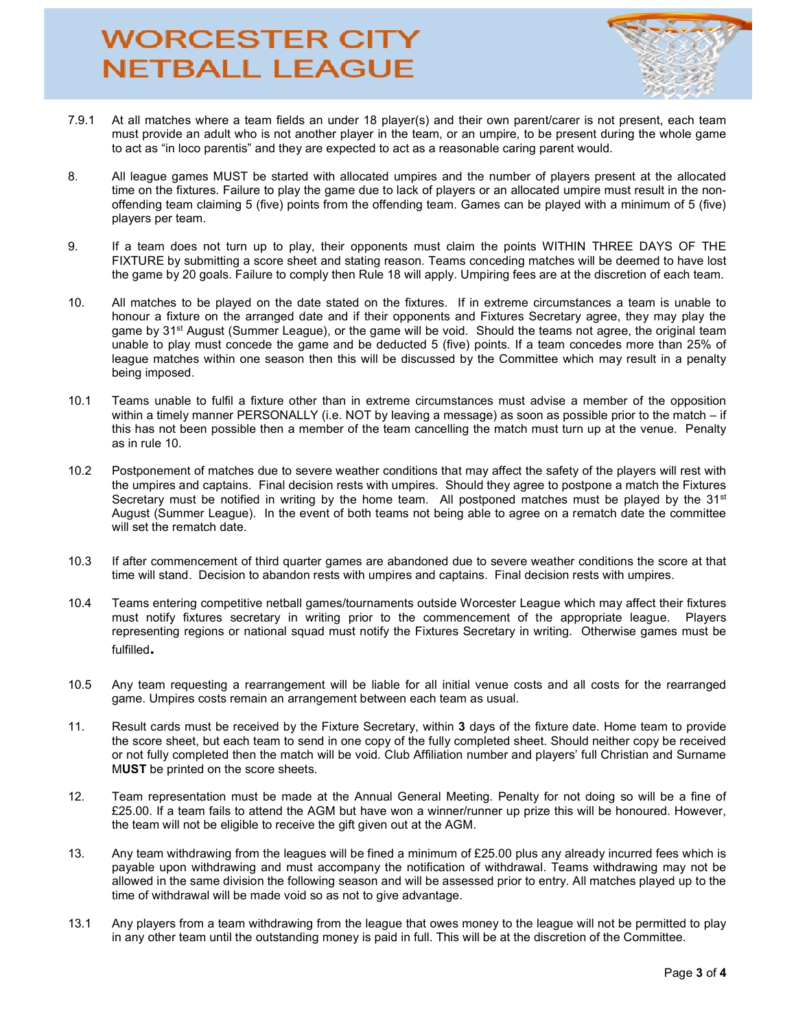7.9.1 At all matches where a team fields an under 18 player(s) and their own parent/carer is not present, each team must provide an adult who is not another player in the team, or an umpire, to be present during the whole game to act as "in loco parentis" and they are expected to act as a reasonable caring parent would.

8. All league games MUST be started with allocated umpires and the number of players present at the allocated time on the fixtures. Failure to play the game due to lack of players or an allocated umpire must result in the non-offending team claiming 5 (five) points from the offending team. Games can be played with a minimum of 5 (five) players per team.

9. If a team does not turn up to play, their opponents must claim the points WITHIN THREE DAYS OF THE FIXTURE by submitting a score sheet and stating reason. Teams conceding matches will be deemed to have lost the game by 20 goals. Failure to comply then Rule 18 will apply. Umpiring fees are at the discretion of each team.

10. All matches to be played on the date stated on the fixtures. If in extreme circumstances a team is unable to honour a fixture on the arranged date and if their opponents and Fixtures Secretary agree, they may play the game by 31st August (Summer League), or the game will be void. Should the teams not agree, the original team unable to play must concede the game and be deducted 5 (five) points. If a team concedes more than 25% of league matches within one season then this will be discussed by the Committee which may result in a penalty being imposed.

10.1 Teams unable to fulfil a fixture other than in extreme circumstances must advise a member of the opposition within a timely manner PERSONALLY (i.e. NOT by leaving a message) as soon as possible prior to the match – if this has not been possible then a member of the team cancelling the match must turn up at the venue. Penalty as in rule 10.

10.2 Postponement of matches due to severe weather conditions that may affect the safety of the players will rest with the umpires and captains. Final decision rests with umpires. Should they agree to postpone a match the Fixtures Secretary must be notified in writing by the home team. All postponed matches must be played by the 31st August (Summer League). In the event of both teams not being able to agree on a rematch date the committee will set the rematch date.

10.3 If after commencement of third quarter games are abandoned due to severe weather conditions the score at that time will stand. Decision to abandon rests with umpires and captains. Final decision rests with umpires.

10.4 Teams entering competitive netball games/tournaments outside Worcester League which may affect their fixtures must notify fixtures secretary in writing prior to the commencement of the appropriate league. Players representing regions or national squad must notify the Fixtures Secretary in writing. Otherwise games must be fulfilled.

10.5 Any team requesting a rearrangement will be liable for all initial venue costs and all costs for the rearranged game. Umpires costs remain an arrangement between each team as usual.

11. Result cards must be received by the Fixture Secretary, within **3** days of the fixture date. Home team to provide the score sheet, but each team to send in one copy of the fully completed sheet. Should neither copy be received or not fully completed then the match will be void. Club Affiliation number and players' full Christian and Surname M**UST** be printed on the score sheets.

12. Team representation must be made at the Annual General Meeting. Penalty for not doing so will be a fine of £25.00. If a team fails to attend the AGM but have won a winner/runner up prize this will be honoured. However, the team will not be eligible to receive the gift given out at the AGM.

13. Any team withdrawing from the leagues will be fined a minimum of £25.00 plus any already incurred fees which is payable upon withdrawing and must accompany the notification of withdrawal. Teams withdrawing may not be allowed in the same division the following season and will be assessed prior to entry. All matches played up to the time of withdrawal will be made void so as not to give advantage.

13.1 Any players from a team withdrawing from the league that owes money to the league will not be permitted to play in any other team until the outstanding money is paid in full. This will be at the discretion of the Committee.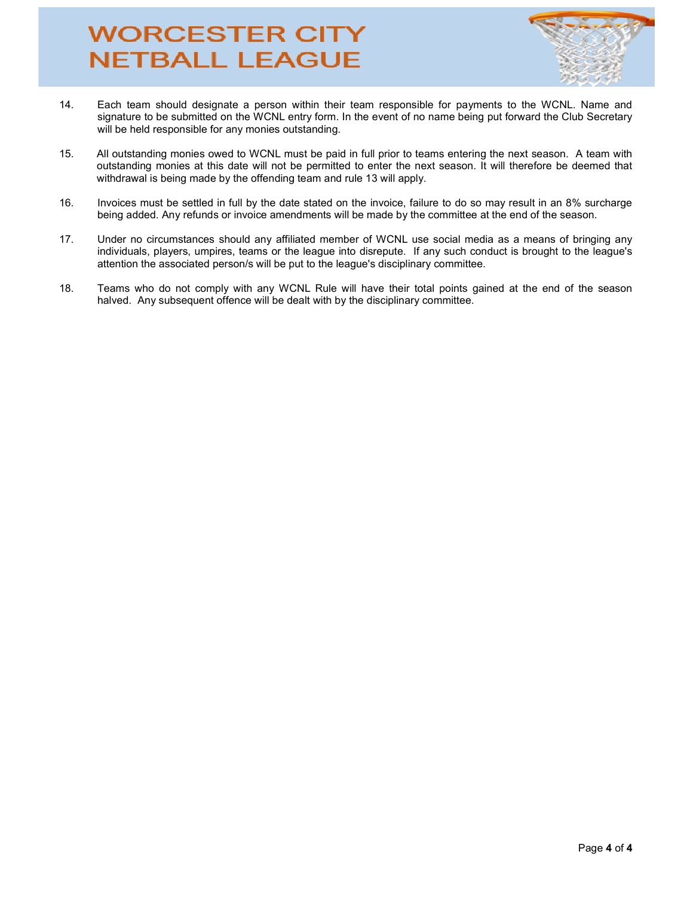14. Each team should designate a person within their team responsible for payments to the WCNL. Name and signature to be submitted on the WCNL entry form. In the event of no name being put forward the Club Secretary will be held responsible for any monies outstanding.

15. All outstanding monies owed to WCNL must be paid in full prior to teams entering the next season. A team with outstanding monies at this date will not be permitted to enter the next season. It will therefore be deemed that withdrawal is being made by the offending team and rule 13 will apply.

16. Invoices must be settled in full by the date stated on the invoice, failure to do so may result in an 8% surcharge being added. Any refunds or invoice amendments will be made by the committee at the end of the season.

17. Under no circumstances should any affiliated member of WCNL use social media as a means of bringing any individuals, players, umpires, teams or the league into disrepute. If any such conduct is brought to the league's attention the associated person/s will be put to the league's disciplinary committee.

18. Teams who do not comply with any WCNL Rule will have their total points gained at the end of the season halved. Any subsequent offence will be dealt with by the disciplinary committee.